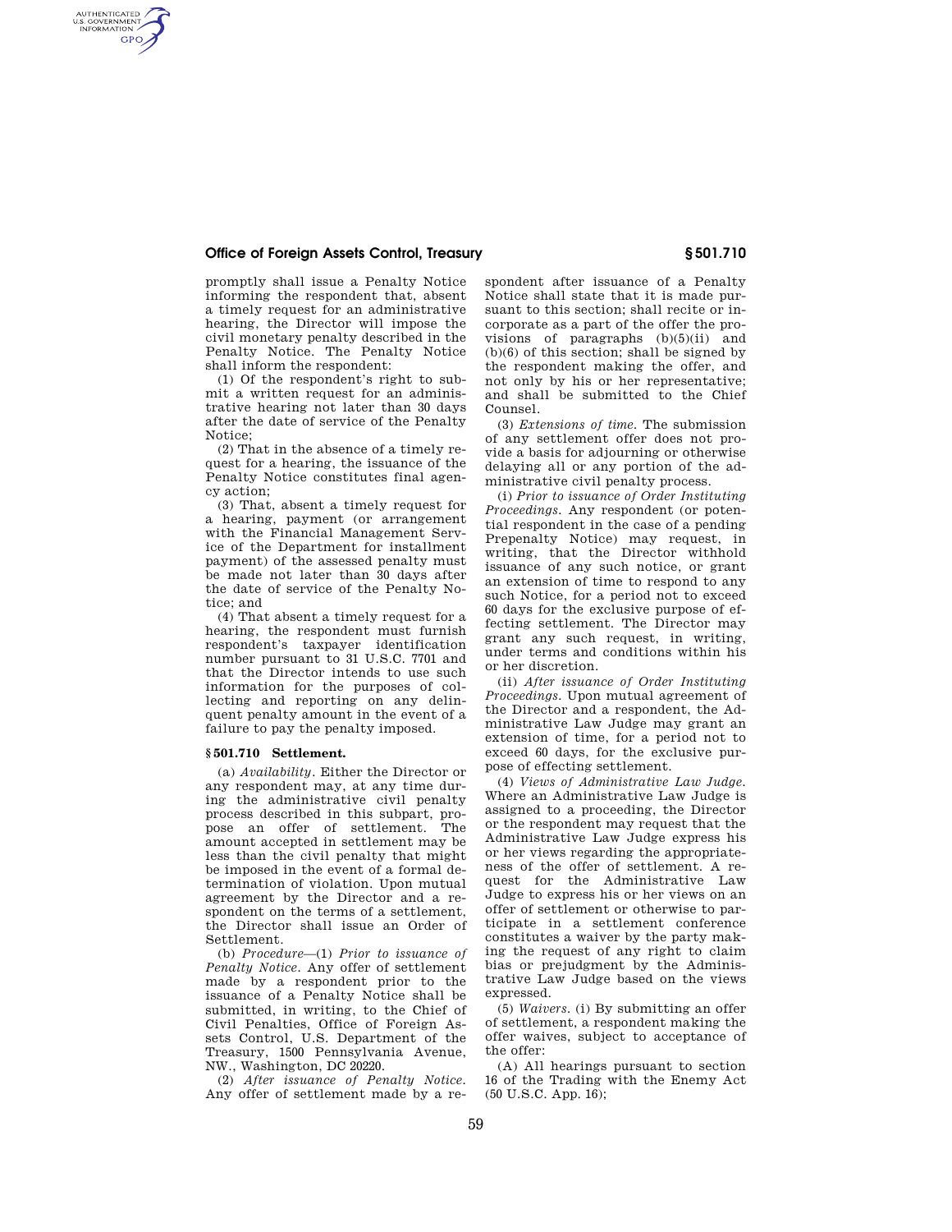promptly shall issue a Penalty Notice informing the respondent that, absent a timely request for an administrative hearing, the Director will impose the civil monetary penalty described in the Penalty Notice. The Penalty Notice shall inform the respondent:

(1) Of the respondent's right to submit a written request for an administrative hearing not later than 30 days after the date of service of the Penalty Notice;

(2) That in the absence of a timely request for a hearing, the issuance of the Penalty Notice constitutes final agency action;

(3) That, absent a timely request for a hearing, payment (or arrangement with the Financial Management Service of the Department for installment payment) of the assessed penalty must be made not later than 30 days after the date of service of the Penalty Notice; and

(4) That absent a timely request for a hearing, the respondent must furnish respondent's taxpayer identification number pursuant to 31 U.S.C. 7701 and that the Director intends to use such information for the purposes of collecting and reporting on any delinquent penalty amount in the event of a failure to pay the penalty imposed.

### § 501.710 Settlement.

(a) *Availability.* Either the Director or any respondent may, at any time during the administrative civil penalty process described in this subpart, propose an offer of settlement. The amount accepted in settlement may be less than the civil penalty that might be imposed in the event of a formal determination of violation. Upon mutual agreement by the Director and a respondent on the terms of a settlement, the Director shall issue an Order of Settlement.

(b) *Procedure*—(1) *Prior to issuance of Penalty Notice.* Any offer of settlement made by a respondent prior to the issuance of a Penalty Notice shall be submitted, in writing, to the Chief of Civil Penalties, Office of Foreign Assets Control, U.S. Department of the Treasury, 1500 Pennsylvania Avenue, NW., Washington, DC 20220.

(2) *After issuance of Penalty Notice.* Any offer of settlement made by a respondent after issuance of a Penalty Notice shall state that it is made pursuant to this section; shall recite or incorporate as a part of the offer the provisions of paragraphs (b)(5)(ii) and (b)(6) of this section; shall be signed by the respondent making the offer, and not only by his or her representative; and shall be submitted to the Chief Counsel.

(3) *Extensions of time.* The submission of any settlement offer does not provide a basis for adjourning or otherwise delaying all or any portion of the administrative civil penalty process.

(i) *Prior to issuance of Order Instituting Proceedings.* Any respondent (or potential respondent in the case of a pending Prepenalty Notice) may request, in writing, that the Director withhold issuance of any such notice, or grant an extension of time to respond to any such Notice, for a period not to exceed 60 days for the exclusive purpose of effecting settlement. The Director may grant any such request, in writing, under terms and conditions within his or her discretion.

(ii) *After issuance of Order Instituting Proceedings.* Upon mutual agreement of the Director and a respondent, the Administrative Law Judge may grant an extension of time, for a period not to exceed 60 days, for the exclusive purpose of effecting settlement.

(4) *Views of Administrative Law Judge.* Where an Administrative Law Judge is assigned to a proceeding, the Director or the respondent may request that the Administrative Law Judge express his or her views regarding the appropriateness of the offer of settlement. A request for the Administrative Law Judge to express his or her views on an offer of settlement or otherwise to participate in a settlement conference constitutes a waiver by the party making the request of any right to claim bias or prejudgment by the Administrative Law Judge based on the views expressed.

(5) *Waivers.* (i) By submitting an offer of settlement, a respondent making the offer waives, subject to acceptance of the offer:

(A) All hearings pursuant to section 16 of the Trading with the Enemy Act (50 U.S.C. App. 16);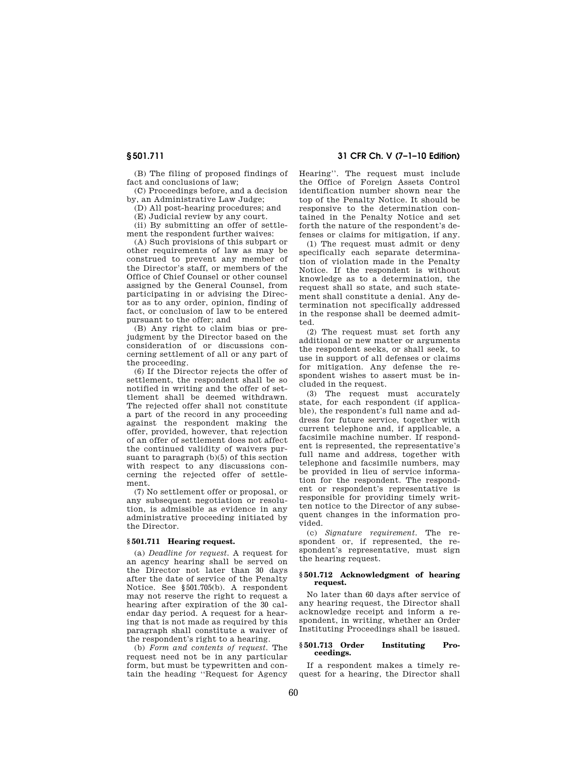(B) The filing of proposed findings of fact and conclusions of law;

(C) Proceedings before, and a decision by, an Administrative Law Judge;

(D) All post-hearing procedures; and

(E) Judicial review by any court.

(ii) By submitting an offer of settlement the respondent further waives:

(A) Such provisions of this subpart or other requirements of law as may be construed to prevent any member of the Director's staff, or members of the Office of Chief Counsel or other counsel assigned by the General Counsel, from participating in or advising the Director as to any order, opinion, finding of fact, or conclusion of law to be entered pursuant to the offer; and

(B) Any right to claim bias or prejudgment by the Director based on the consideration of or discussions concerning settlement of all or any part of the proceeding.

(6) If the Director rejects the offer of settlement, the respondent shall be so notified in writing and the offer of settlement shall be deemed withdrawn. The rejected offer shall not constitute a part of the record in any proceeding against the respondent making the offer, provided, however, that rejection of an offer of settlement does not affect the continued validity of waivers pursuant to paragraph (b)(5) of this section with respect to any discussions concerning the rejected offer of settlement.

(7) No settlement offer or proposal, or any subsequent negotiation or resolution, is admissible as evidence in any administrative proceeding initiated by the Director.

### § 501.711 Hearing request.

(a) *Deadline for request.* A request for an agency hearing shall be served on the Director not later than 30 days after the date of service of the Penalty Notice. See §501.705(b). A respondent may not reserve the right to request a hearing after expiration of the 30 calendar day period. A request for a hearing that is not made as required by this paragraph shall constitute a waiver of the respondent's right to a hearing.

(b) *Form and contents of request.* The request need not be in any particular form, but must be typewritten and contain the heading "Request for Agency Hearing". The request must include the Office of Foreign Assets Control identification number shown near the top of the Penalty Notice. It should be responsive to the determination contained in the Penalty Notice and set forth the nature of the respondent's defenses or claims for mitigation, if any.

(1) The request must admit or deny specifically each separate determination of violation made in the Penalty Notice. If the respondent is without knowledge as to a determination, the request shall so state, and such statement shall constitute a denial. Any determination not specifically addressed in the response shall be deemed admitted.

(2) The request must set forth any additional or new matter or arguments the respondent seeks, or shall seek, to use in support of all defenses or claims for mitigation. Any defense the respondent wishes to assert must be included in the request.

(3) The request must accurately state, for each respondent (if applicable), the respondent's full name and address for future service, together with current telephone and, if applicable, a facsimile machine number. If respondent is represented, the representative's full name and address, together with telephone and facsimile numbers, may be provided in lieu of service information for the respondent. The respondent or respondent's representative is responsible for providing timely written notice to the Director of any subsequent changes in the information provided.

(c) *Signature requirement.* The respondent or, if represented, the respondent's representative, must sign the hearing request.

### § 501.712 Acknowledgment of hearing request.

No later than 60 days after service of any hearing request, the Director shall acknowledge receipt and inform a respondent, in writing, whether an Order Instituting Proceedings shall be issued.

### § 501.713 Order Instituting Proceedings.

If a respondent makes a timely request for a hearing, the Director shall